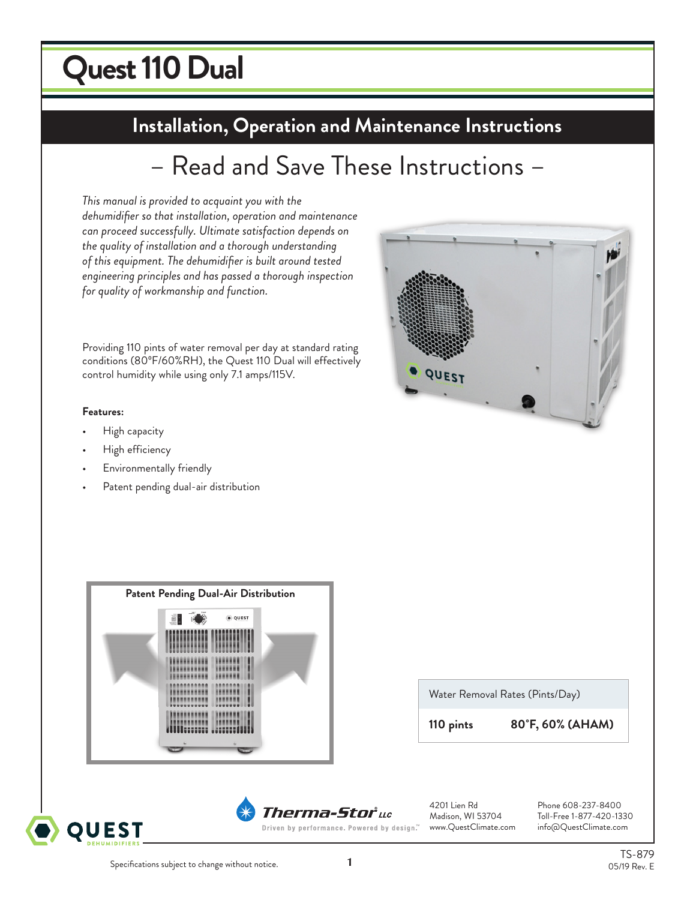# Quest 110 Dual

## Installation, Operation and Maintenance Instructions

– Read and Save These Instructions –

*This manual is provided to acquaint you with the dehumidifier so that installation, operation and maintenance can proceed successfully. Ultimate satisfaction depends on the quality of installation and a thorough understanding of this equipment. The dehumidifier is built around tested engineering principles and has passed a thorough inspection for quality of workmanship and function.*

Providing 110 pints of water removal per day at standard rating conditions (80°F/60%RH), the Quest 110 Dual will effectively control humidity while using only 7.1 amps/115V.

**Features:**

- High capacity
- High efficiency
- Environmentally friendly
- Patent pending dual-air distribution

**Patent Pending Dual-Air Distribution**

| Water Removal Rates (Pints/Day) | |
|---|---|
| **110 pints** | **80°F, 60% (AHAM)** |

Therma-Stor LLC
Driven by performance. Powered by design.™

4201 Lien Rd
Madison, WI 53704
www.QuestClimate.com

Phone 608-237-8400
Toll-Free 1-877-420-1330
info@QuestClimate.com

Specifications subject to change without notice.

TS-879
05/19 Rev. E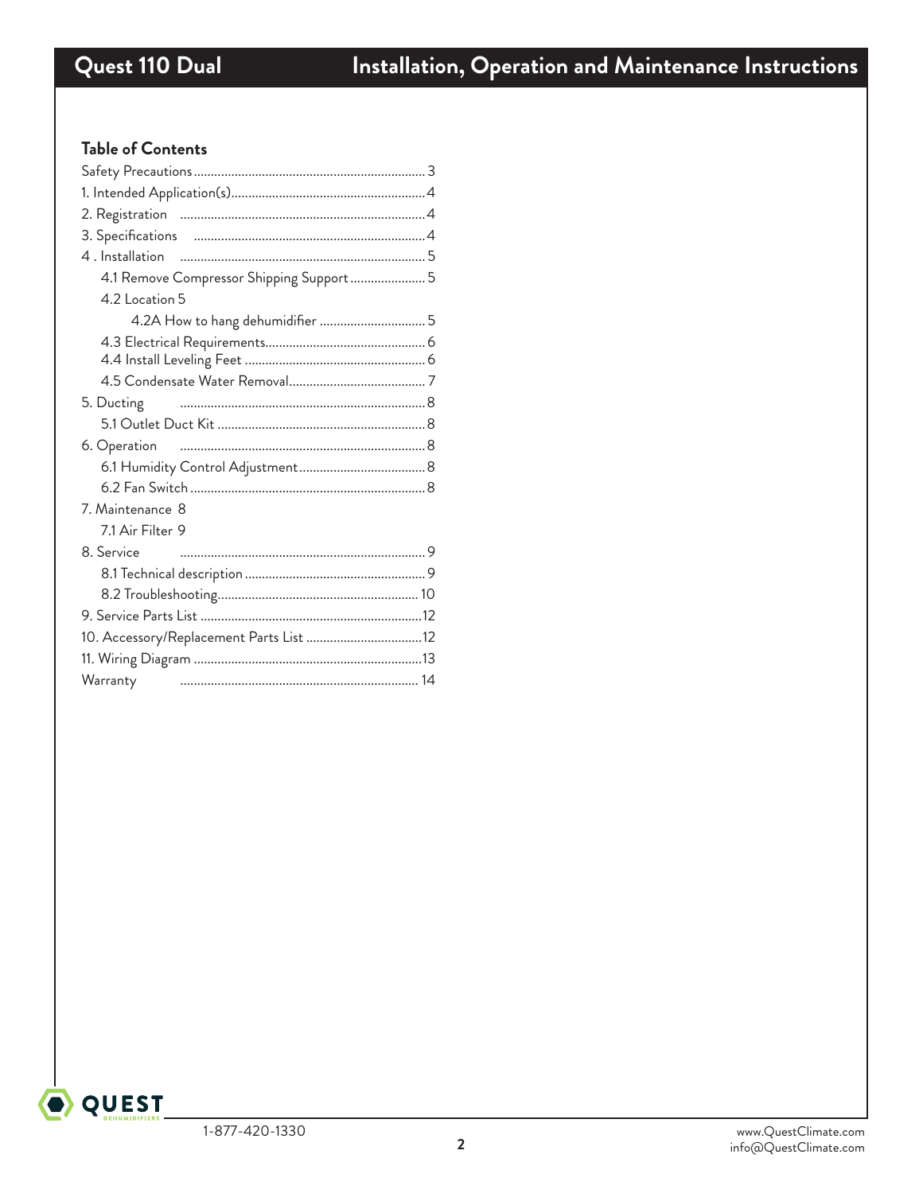## Table of Contents

Safety Precautions .................................................................... 3
1. Intended Application(s)......................................................... 4
2. Registration ........................................................................ 4
3. Specifications .................................................................... 4
4 . Installation ........................................................................ 5
    4.1 Remove Compressor Shipping Support ...................... 5
    4.2 Location 5
        4.2A How to hang dehumidifier ............................... 5
    4.3 Electrical Requirements............................................... 6
    4.4 Install Leveling Feet ..................................................... 6
    4.5 Condensate Water Removal........................................ 7
5. Ducting ............................................................................... 8
    5.1 Outlet Duct Kit ............................................................. 8
6. Operation ............................................................................ 8
    6.1 Humidity Control Adjustment..................................... 8
    6.2 Fan Switch .................................................................... 8
7. Maintenance 8
    7.1 Air Filter 9
8. Service ................................................................................. 9
    8.1 Technical description ................................................... 9
    8.2 Troubleshooting.......................................................... 10
9. Service Parts List ................................................................12
10. Accessory/Replacement Parts List ..................................12
11. Wiring Diagram ..................................................................13
Warranty .................................................................................. 14

1-877-420-1330

www.QuestClimate.com
info@QuestClimate.com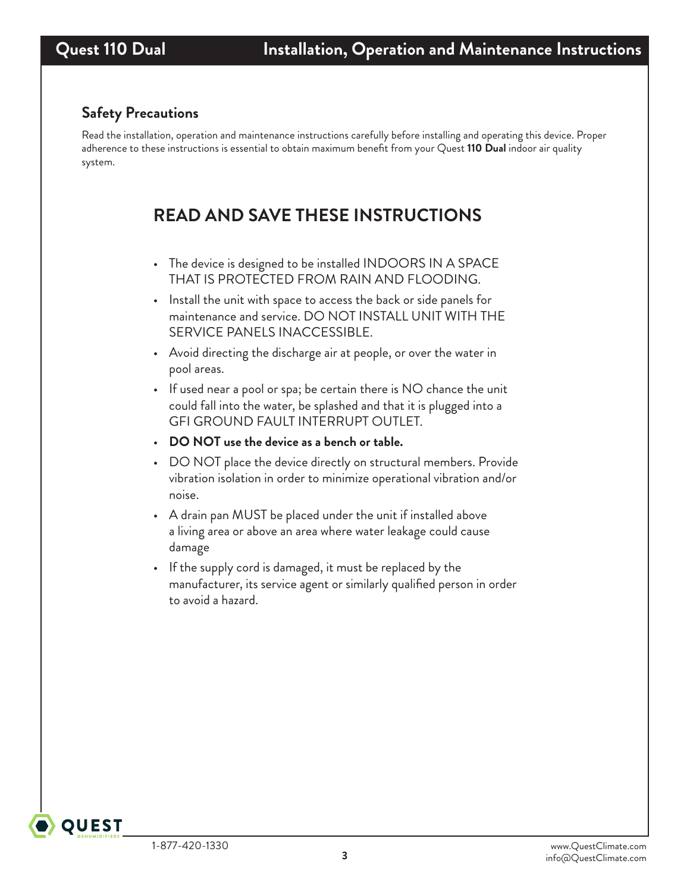## Safety Precautions

Read the installation, operation and maintenance instructions carefully before installing and operating this device. Proper adherence to these instructions is essential to obtain maximum benefit from your Quest **110 Dual** indoor air quality system.

# READ AND SAVE THESE INSTRUCTIONS

- The device is designed to be installed INDOORS IN A SPACE THAT IS PROTECTED FROM RAIN AND FLOODING.
- Install the unit with space to access the back or side panels for maintenance and service. DO NOT INSTALL UNIT WITH THE SERVICE PANELS INACCESSIBLE.
- Avoid directing the discharge air at people, or over the water in pool areas.
- If used near a pool or spa; be certain there is NO chance the unit could fall into the water, be splashed and that it is plugged into a GFI GROUND FAULT INTERRUPT OUTLET.
- **DO NOT use the device as a bench or table.**
- DO NOT place the device directly on structural members. Provide vibration isolation in order to minimize operational vibration and/or noise.
- A drain pan MUST be placed under the unit if installed above a living area or above an area where water leakage could cause damage
- If the supply cord is damaged, it must be replaced by the manufacturer, its service agent or similarly qualified person in order to avoid a hazard.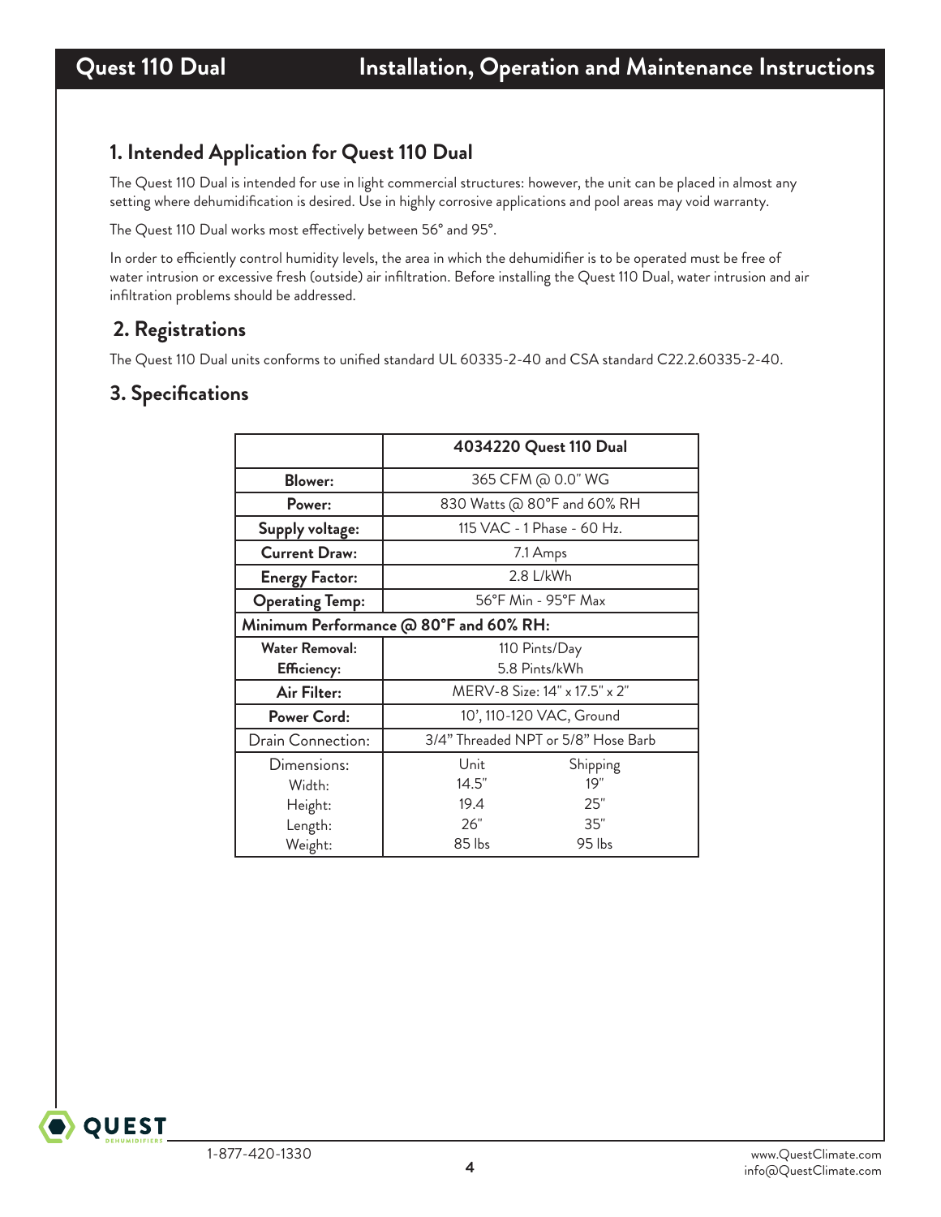## 1. Intended Application for Quest 110 Dual

The Quest 110 Dual is intended for use in light commercial structures: however, the unit can be placed in almost any setting where dehumidification is desired. Use in highly corrosive applications and pool areas may void warranty.

The Quest 110 Dual works most effectively between 56° and 95°.

In order to efficiently control humidity levels, the area in which the dehumidifier is to be operated must be free of water intrusion or excessive fresh (outside) air infiltration. Before installing the Quest 110 Dual, water intrusion and air infiltration problems should be addressed.

## 2. Registrations

The Quest 110 Dual units conforms to unified standard UL 60335-2-40 and CSA standard C22.2.60335-2-40.

## 3. Specifications

| | **4034220 Quest 110 Dual** | |
|---|---|---|
| **Blower:** | 365 CFM @ 0.0" WG | |
| **Power:** | 830 Watts @ 80°F and 60% RH | |
| **Supply voltage:** | 115 VAC - 1 Phase - 60 Hz. | |
| **Current Draw:** | 7.1 Amps | |
| **Energy Factor:** | 2.8 L/kWh | |
| **Operating Temp:** | 56°F Min - 95°F Max | |
| **Minimum Performance @ 80°F and 60% RH:** | | |
| **Water Removal:** | 110 Pints/Day | |
| **Efficiency:** | 5.8 Pints/kWh | |
| **Air Filter:** | MERV-8 Size: 14" x 17.5" x 2" | |
| **Power Cord:** | 10', 110-120 VAC, Ground | |
| Drain Connection: | 3/4" Threaded NPT or 5/8" Hose Barb | |
| Dimensions: | Unit | Shipping |
| Width: | 14.5" | 19" |
| Height: | 19.4 | 25" |
| Length: | 26" | 35" |
| Weight: | 85 lbs | 95 lbs |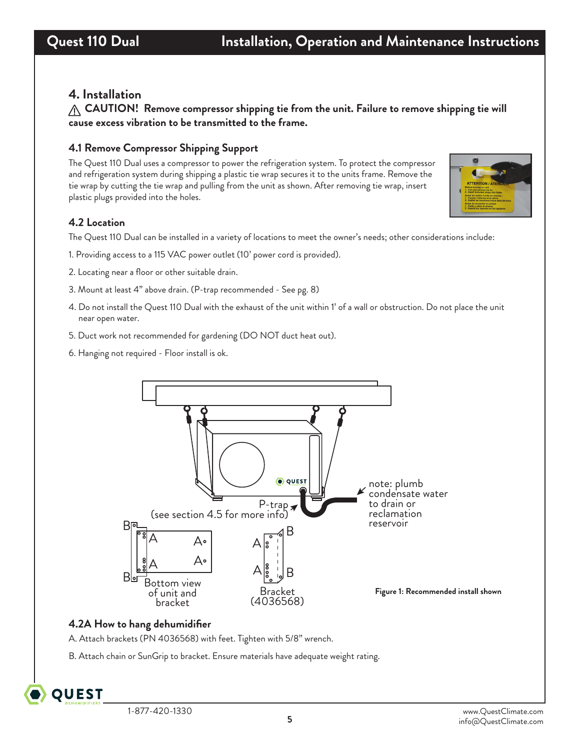## 4. Installation

⚠ **CAUTION! Remove compressor shipping tie from the unit. Failure to remove shipping tie will cause excess vibration to be transmitted to the frame.**

### 4.1 Remove Compressor Shipping Support

The Quest 110 Dual uses a compressor to power the refrigeration system. To protect the compressor and refrigeration system during shipping a plastic tie wrap secures it to the units frame. Remove the tie wrap by cutting the tie wrap and pulling from the unit as shown. After removing tie wrap, insert plastic plugs provided into the holes.

### 4.2 Location

The Quest 110 Dual can be installed in a variety of locations to meet the owner's needs; other considerations include:

1. Providing access to a 115 VAC power outlet (10' power cord is provided).
2. Locating near a floor or other suitable drain.
3. Mount at least 4" above drain. (P-trap recommended - See pg. 8)
4. Do not install the Quest 110 Dual with the exhaust of the unit within 1' of a wall or obstruction. Do not place the unit near open water.
5. Duct work not recommended for gardening (DO NOT duct heat out).
6. Hanging not required - Floor install is ok.

**Figure 1: Recommended install shown**

### 4.2A How to hang dehumidifier

A. Attach brackets (PN 4036568) with feet. Tighten with 5/8" wrench.

B. Attach chain or SunGrip to bracket. Ensure materials have adequate weight rating.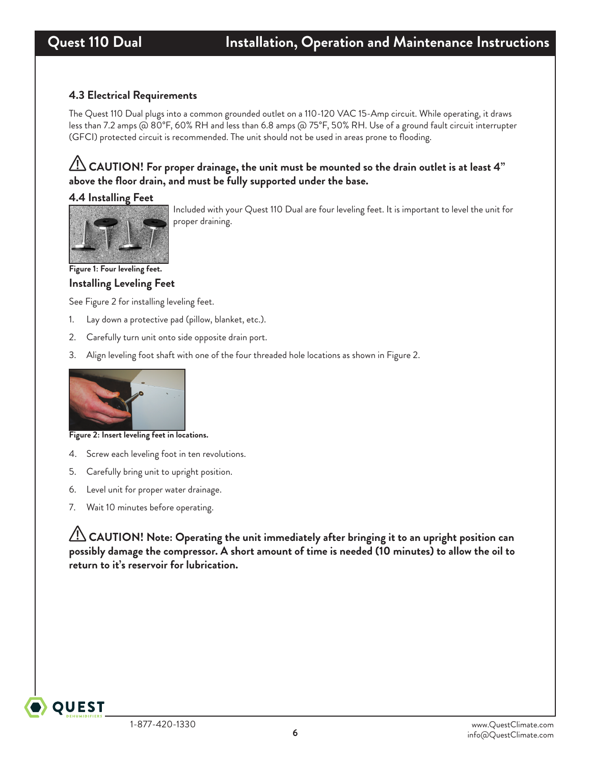### 4.3 Electrical Requirements

The Quest 110 Dual plugs into a common grounded outlet on a 110-120 VAC 15-Amp circuit. While operating, it draws less than 7.2 amps @ 80°F, 60% RH and less than 6.8 amps @ 75°F, 50% RH. Use of a ground fault circuit interrupter (GFCI) protected circuit is recommended. The unit should not be used in areas prone to flooding.

**⚠ CAUTION! For proper drainage, the unit must be mounted so the drain outlet is at least 4" above the floor drain, and must be fully supported under the base.**

### 4.4 Installing Feet

Included with your Quest 110 Dual are four leveling feet. It is important to level the unit for proper draining.

**Figure 1: Four leveling feet.**

#### Installing Leveling Feet

See Figure 2 for installing leveling feet.

1. Lay down a protective pad (pillow, blanket, etc.).
2. Carefully turn unit onto side opposite drain port.
3. Align leveling foot shaft with one of the four threaded hole locations as shown in Figure 2.

**Figure 2: Insert leveling feet in locations.**

4. Screw each leveling foot in ten revolutions.
5. Carefully bring unit to upright position.
6. Level unit for proper water drainage.
7. Wait 10 minutes before operating.

**⚠ CAUTION! Note: Operating the unit immediately after bringing it to an upright position can possibly damage the compressor. A short amount of time is needed (10 minutes) to allow the oil to return to it's reservoir for lubrication.**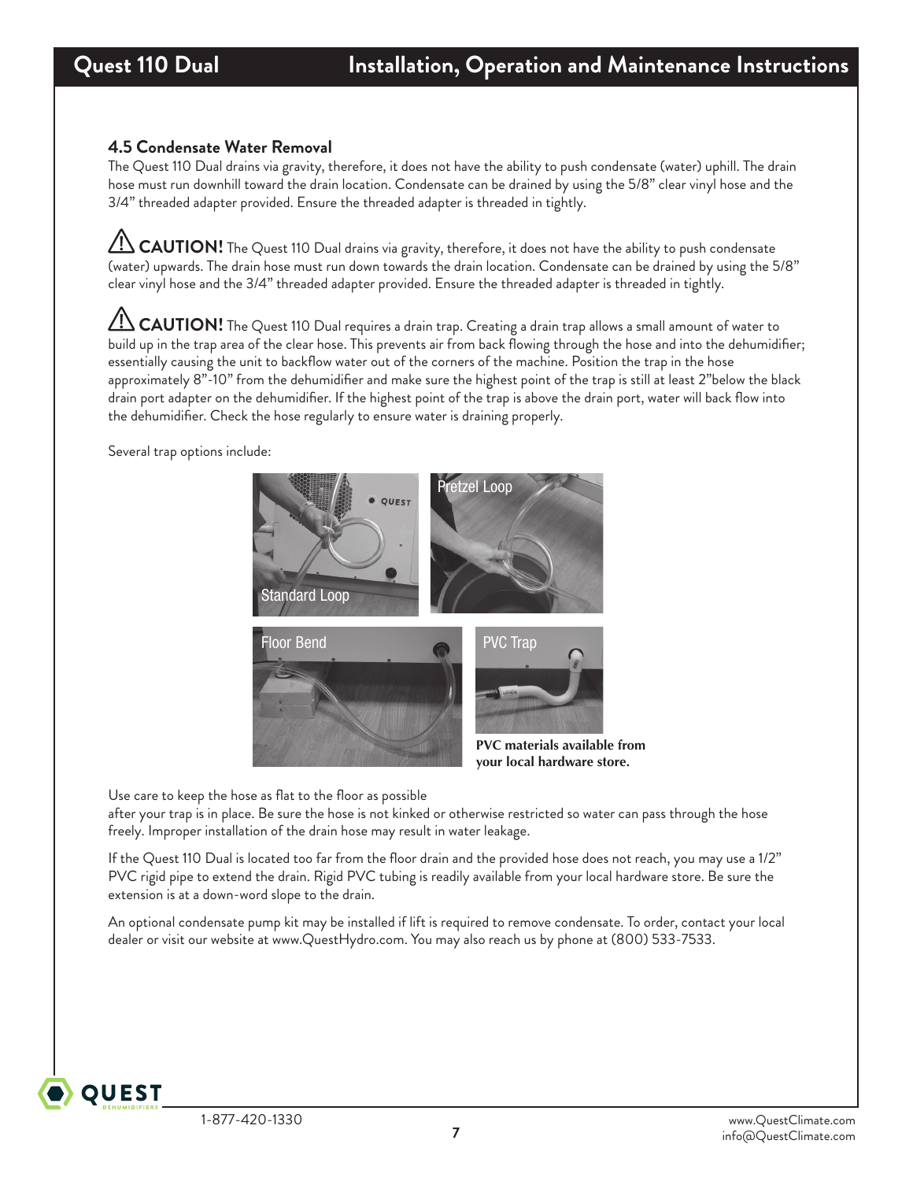### 4.5 Condensate Water Removal

The Quest 110 Dual drains via gravity, therefore, it does not have the ability to push condensate (water) uphill. The drain hose must run downhill toward the drain location. Condensate can be drained by using the 5/8" clear vinyl hose and the 3/4" threaded adapter provided. Ensure the threaded adapter is threaded in tightly.

⚠ **CAUTION!** The Quest 110 Dual drains via gravity, therefore, it does not have the ability to push condensate (water) upwards. The drain hose must run down towards the drain location. Condensate can be drained by using the 5/8" clear vinyl hose and the 3/4" threaded adapter provided. Ensure the threaded adapter is threaded in tightly.

⚠ **CAUTION!** The Quest 110 Dual requires a drain trap. Creating a drain trap allows a small amount of water to build up in the trap area of the clear hose. This prevents air from back flowing through the hose and into the dehumidifier; essentially causing the unit to backflow water out of the corners of the machine. Position the trap in the hose approximately 8"-10" from the dehumidifier and make sure the highest point of the trap is still at least 2"below the black drain port adapter on the dehumidifier. If the highest point of the trap is above the drain port, water will back flow into the dehumidifier. Check the hose regularly to ensure water is draining properly.

Several trap options include:

Standard Loop

Pretzel Loop

Floor Bend

PVC Trap

**PVC materials available from your local hardware store.**

Use care to keep the hose as flat to the floor as possible after your trap is in place. Be sure the hose is not kinked or otherwise restricted so water can pass through the hose freely. Improper installation of the drain hose may result in water leakage.

If the Quest 110 Dual is located too far from the floor drain and the provided hose does not reach, you may use a 1/2" PVC rigid pipe to extend the drain. Rigid PVC tubing is readily available from your local hardware store. Be sure the extension is at a down-word slope to the drain.

An optional condensate pump kit may be installed if lift is required to remove condensate. To order, contact your local dealer or visit our website at www.QuestHydro.com. You may also reach us by phone at (800) 533-7533.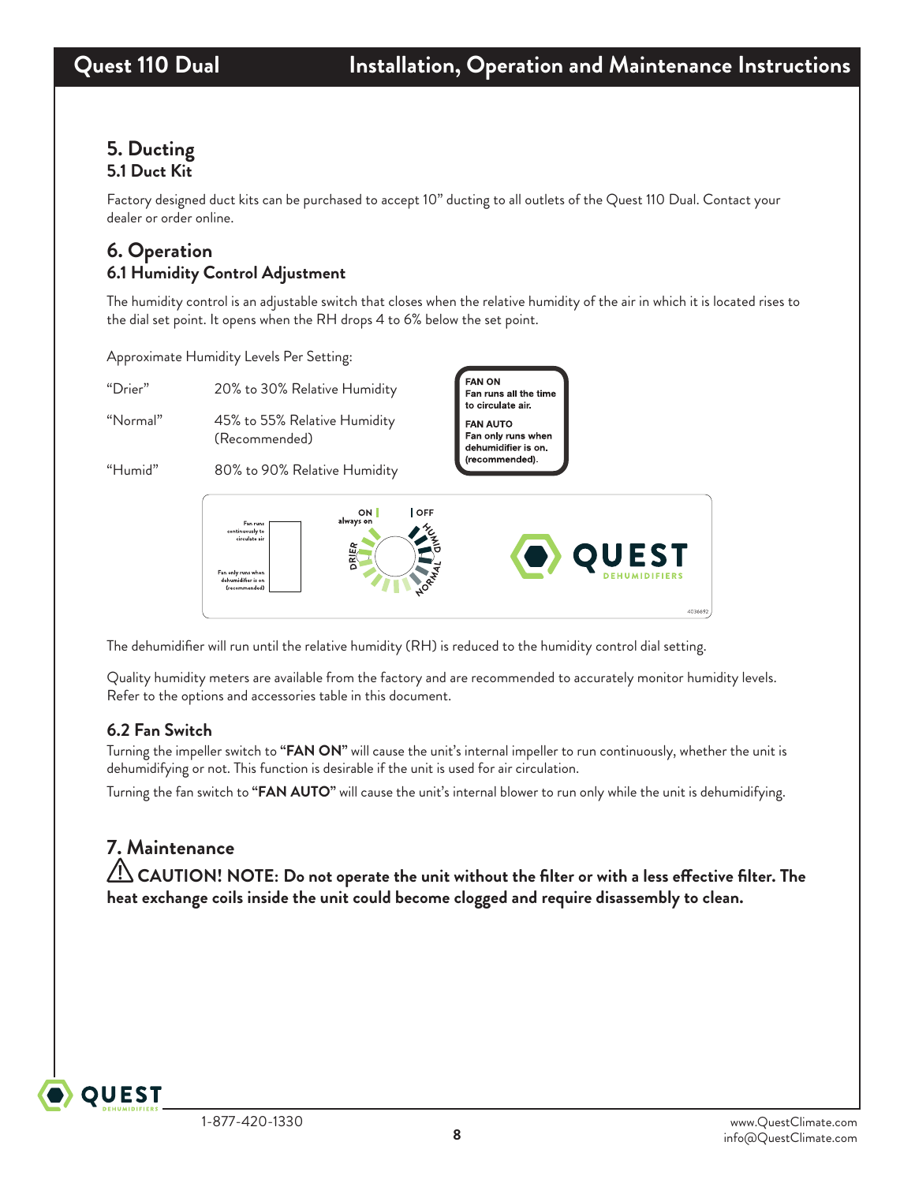## 5. Ducting

### 5.1 Duct Kit

Factory designed duct kits can be purchased to accept 10" ducting to all outlets of the Quest 110 Dual. Contact your dealer or order online.

## 6. Operation

### 6.1 Humidity Control Adjustment

The humidity control is an adjustable switch that closes when the relative humidity of the air in which it is located rises to the dial set point. It opens when the RH drops 4 to 6% below the set point.

Approximate Humidity Levels Per Setting:

| | |
|---|---|
| "Drier" | 20% to 30% Relative Humidity |
| "Normal" | 45% to 55% Relative Humidity (Recommended) |
| "Humid" | 80% to 90% Relative Humidity |

**FAN ON**
**Fan runs all the time to circulate air.**

**FAN AUTO**
**Fan only runs when dehumidifier is on. (recommended).**

The dehumidifier will run until the relative humidity (RH) is reduced to the humidity control dial setting.

Quality humidity meters are available from the factory and are recommended to accurately monitor humidity levels. Refer to the options and accessories table in this document.

### 6.2 Fan Switch

Turning the impeller switch to **"FAN ON"** will cause the unit's internal impeller to run continuously, whether the unit is dehumidifying or not. This function is desirable if the unit is used for air circulation.

Turning the fan switch to **"FAN AUTO"** will cause the unit's internal blower to run only while the unit is dehumidifying.

## 7. Maintenance

**⚠ CAUTION! NOTE: Do not operate the unit without the filter or with a less effective filter. The heat exchange coils inside the unit could become clogged and require disassembly to clean.**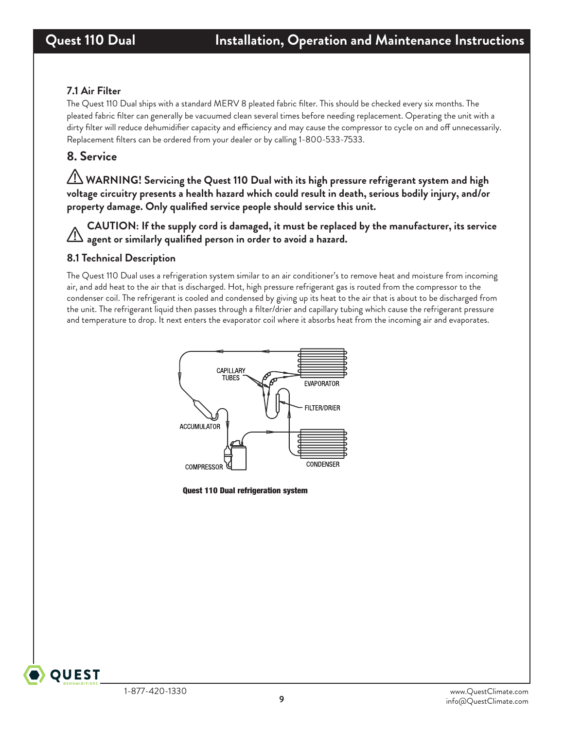### 7.1 Air Filter

The Quest 110 Dual ships with a standard MERV 8 pleated fabric filter. This should be checked every six months. The pleated fabric filter can generally be vacuumed clean several times before needing replacement. Operating the unit with a dirty filter will reduce dehumidifier capacity and efficiency and may cause the compressor to cycle on and off unnecessarily. Replacement filters can be ordered from your dealer or by calling 1-800-533-7533.

## 8. Service

⚠ **WARNING! Servicing the Quest 110 Dual with its high pressure refrigerant system and high voltage circuitry presents a health hazard which could result in death, serious bodily injury, and/or property damage. Only qualified service people should service this unit.**

⚠ **CAUTION: If the supply cord is damaged, it must be replaced by the manufacturer, its service agent or similarly qualified person in order to avoid a hazard.**

### 8.1 Technical Description

The Quest 110 Dual uses a refrigeration system similar to an air conditioner's to remove heat and moisture from incoming air, and add heat to the air that is discharged. Hot, high pressure refrigerant gas is routed from the compressor to the condenser coil. The refrigerant is cooled and condensed by giving up its heat to the air that is about to be discharged from the unit. The refrigerant liquid then passes through a filter/drier and capillary tubing which cause the refrigerant pressure and temperature to drop. It next enters the evaporator coil where it absorbs heat from the incoming air and evaporates.

CAPILLARY TUBES

EVAPORATOR

FILTER/DRIER

ACCUMULATOR

COMPRESSOR

CONDENSER

**Quest 110 Dual refrigeration system**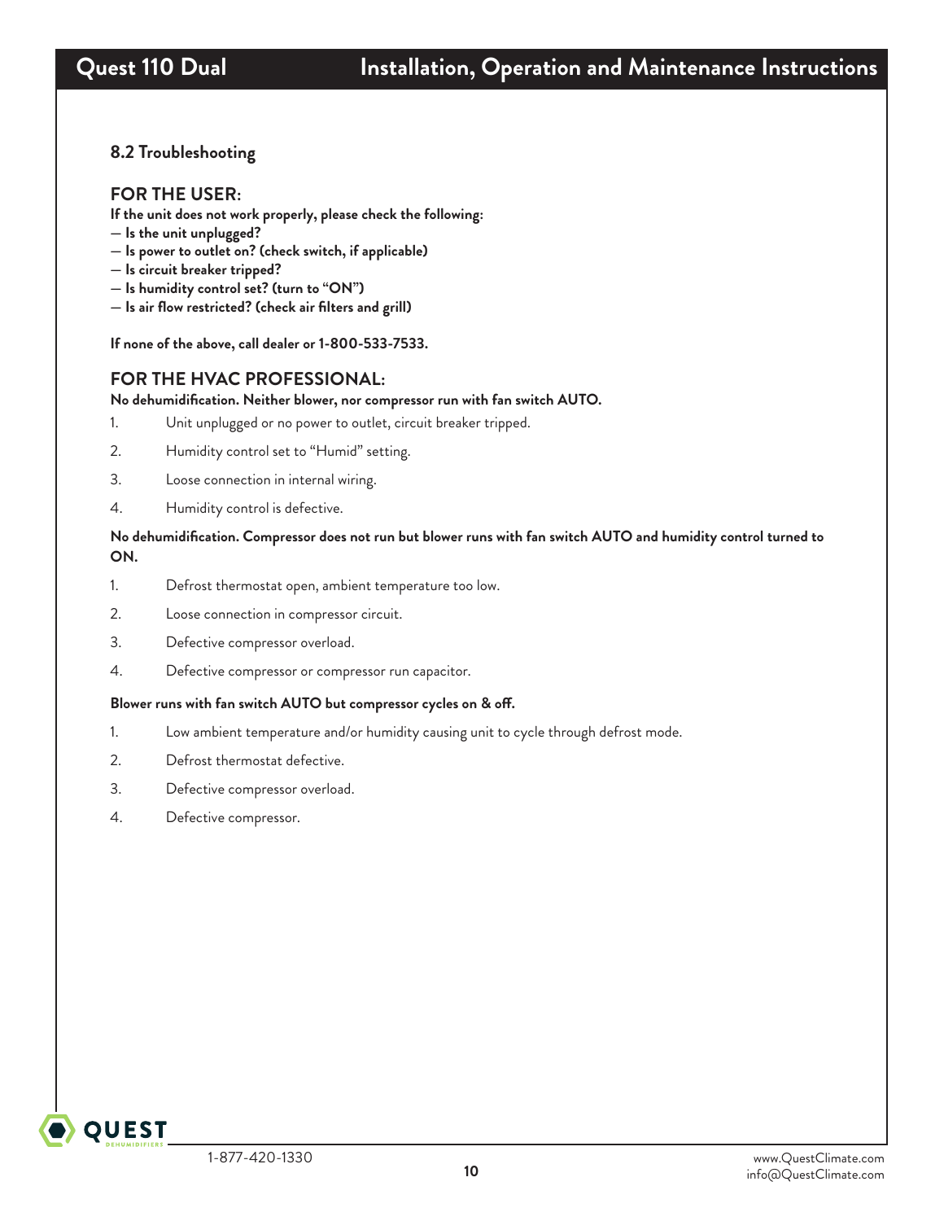### 8.2 Troubleshooting

## FOR THE USER:

**If the unit does not work properly, please check the following:**

- **Is the unit unplugged?**
- **Is power to outlet on? (check switch, if applicable)**
- **Is circuit breaker tripped?**
- **Is humidity control set? (turn to "ON")**
- **Is air flow restricted? (check air filters and grill)**

**If none of the above, call dealer or 1-800-533-7533.**

## FOR THE HVAC PROFESSIONAL:

**No dehumidification. Neither blower, nor compressor run with fan switch AUTO.**

1. Unit unplugged or no power to outlet, circuit breaker tripped.
2. Humidity control set to "Humid" setting.
3. Loose connection in internal wiring.
4. Humidity control is defective.

**No dehumidification. Compressor does not run but blower runs with fan switch AUTO and humidity control turned to ON.**

1. Defrost thermostat open, ambient temperature too low.
2. Loose connection in compressor circuit.
3. Defective compressor overload.
4. Defective compressor or compressor run capacitor.

**Blower runs with fan switch AUTO but compressor cycles on & off.**

1. Low ambient temperature and/or humidity causing unit to cycle through defrost mode.
2. Defrost thermostat defective.
3. Defective compressor overload.
4. Defective compressor.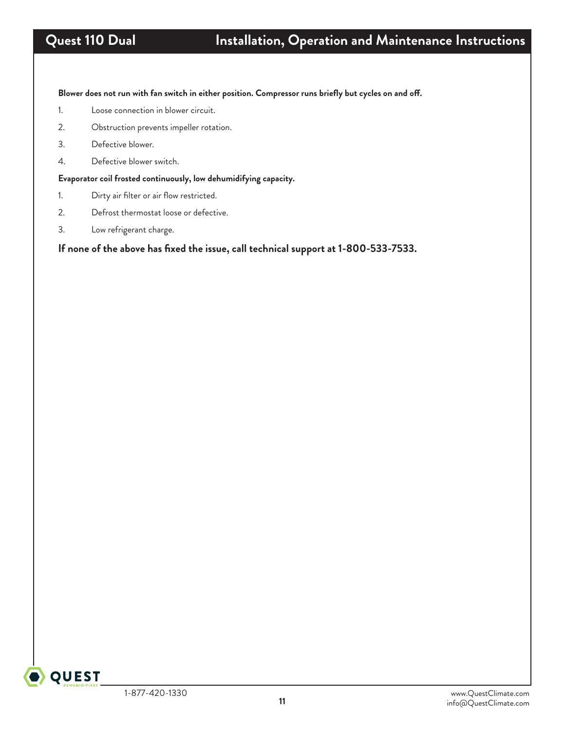**Blower does not run with fan switch in either position. Compressor runs briefly but cycles on and off.**

1. Loose connection in blower circuit.
2. Obstruction prevents impeller rotation.
3. Defective blower.
4. Defective blower switch.

**Evaporator coil frosted continuously, low dehumidifying capacity.**

1. Dirty air filter or air flow restricted.
2. Defrost thermostat loose or defective.
3. Low refrigerant charge.

**If none of the above has fixed the issue, call technical support at 1-800-533-7533.**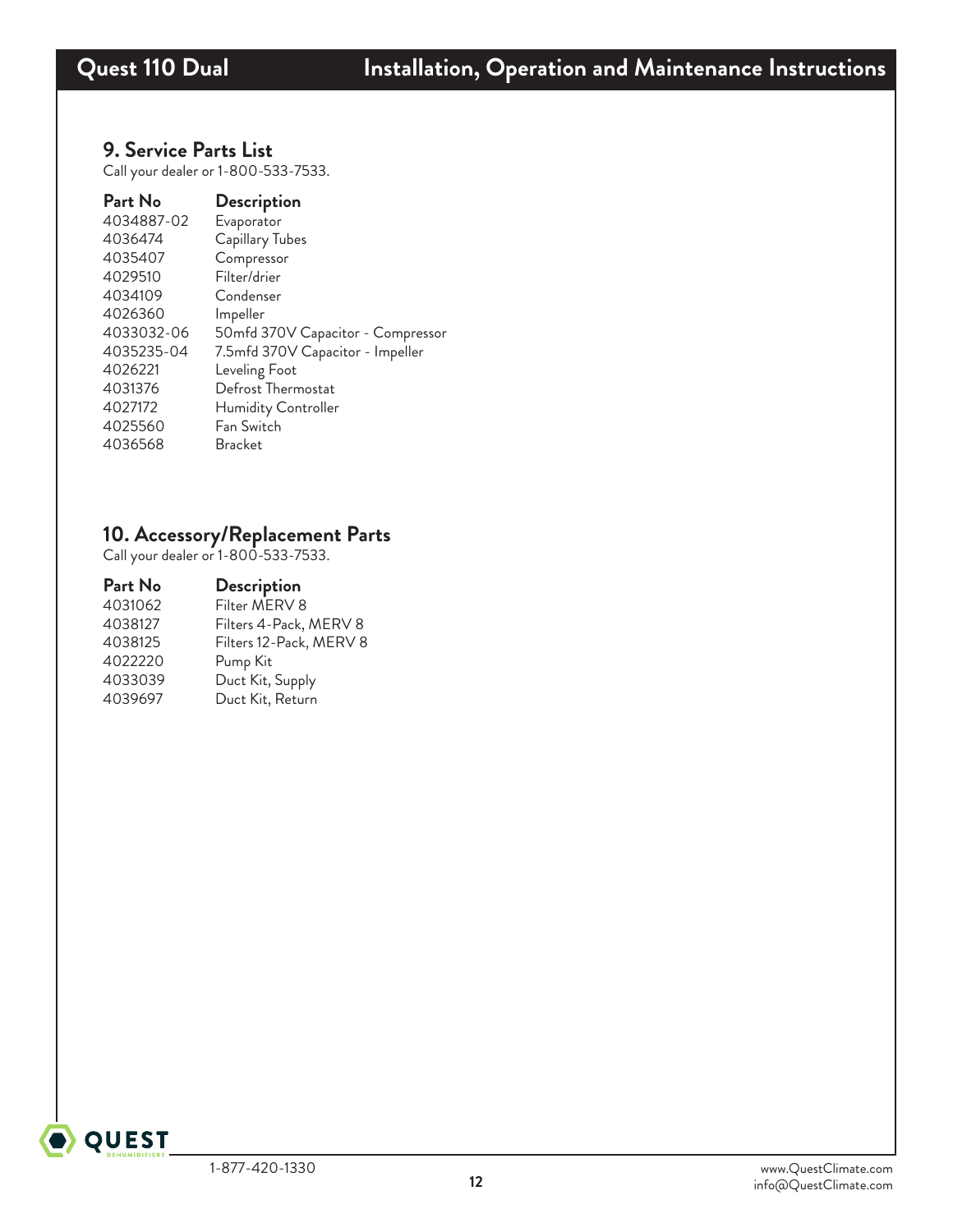## 9. Service Parts List

Call your dealer or 1-800-533-7533.

| Part No | Description |
|---|---|
| 4034887-02 | Evaporator |
| 4036474 | Capillary Tubes |
| 4035407 | Compressor |
| 4029510 | Filter/drier |
| 4034109 | Condenser |
| 4026360 | Impeller |
| 4033032-06 | 50mfd 370V Capacitor - Compressor |
| 4035235-04 | 7.5mfd 370V Capacitor - Impeller |
| 4026221 | Leveling Foot |
| 4031376 | Defrost Thermostat |
| 4027172 | Humidity Controller |
| 4025560 | Fan Switch |
| 4036568 | Bracket |

## 10. Accessory/Replacement Parts

Call your dealer or 1-800-533-7533.

| Part No | Description |
|---|---|
| 4031062 | Filter MERV 8 |
| 4038127 | Filters 4-Pack, MERV 8 |
| 4038125 | Filters 12-Pack, MERV 8 |
| 4022220 | Pump Kit |
| 4033039 | Duct Kit, Supply |
| 4039697 | Duct Kit, Return |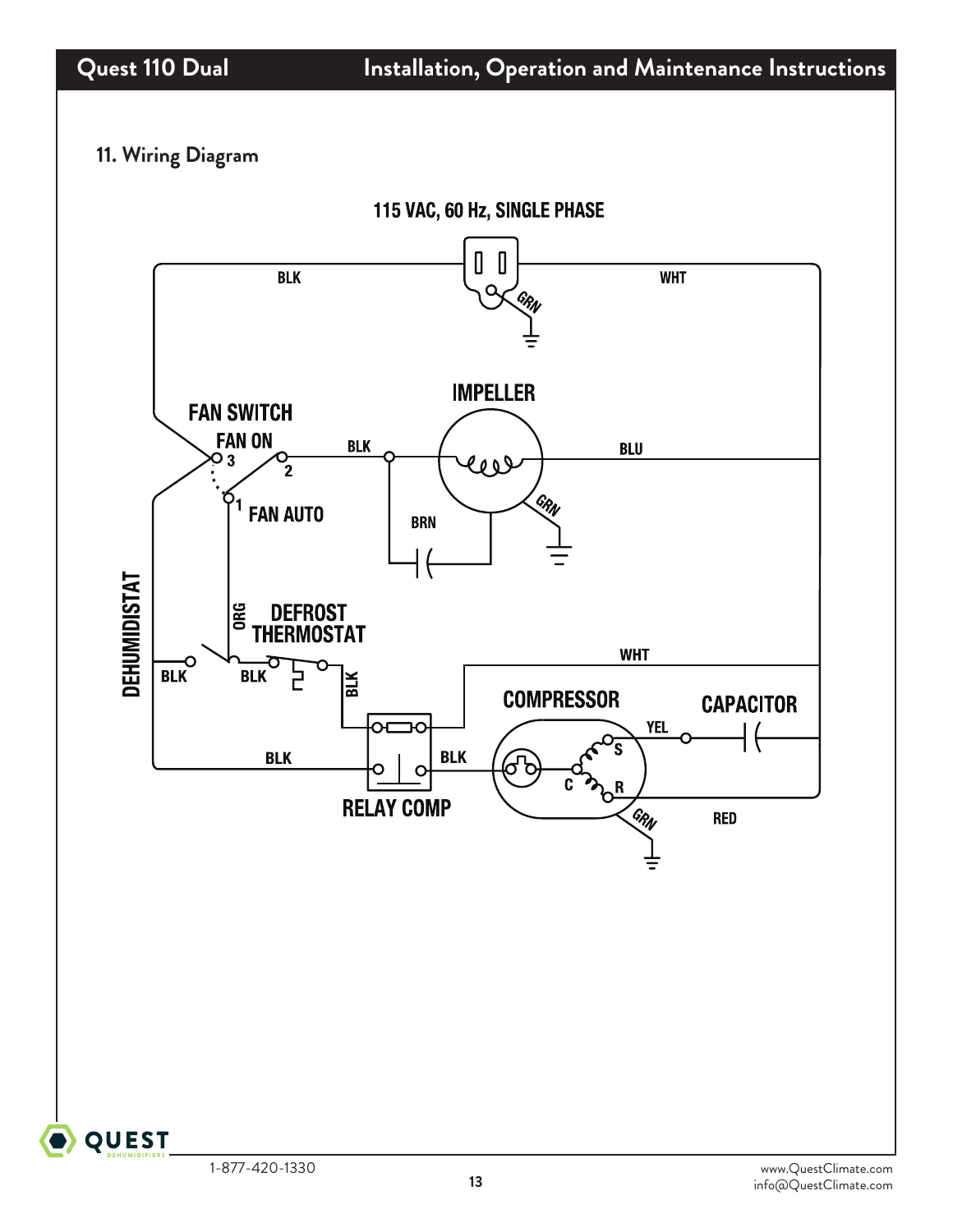## 11. Wiring Diagram

115 VAC, 60 Hz, SINGLE PHASE

BLK | WHT | GRN

FAN SWITCH

FAN ON

3 | 2 | 1

FAN AUTO

IMPELLER

BLK | BLU | GRN | BRN

DEHUMIDISTAT

ORG

DEFROST THERMOSTAT

BLK | BLK | BLK | WHT

COMPRESSOR

CAPACITOR

YEL | S | C | R | GRN | RED

BLK | BLK

RELAY COMP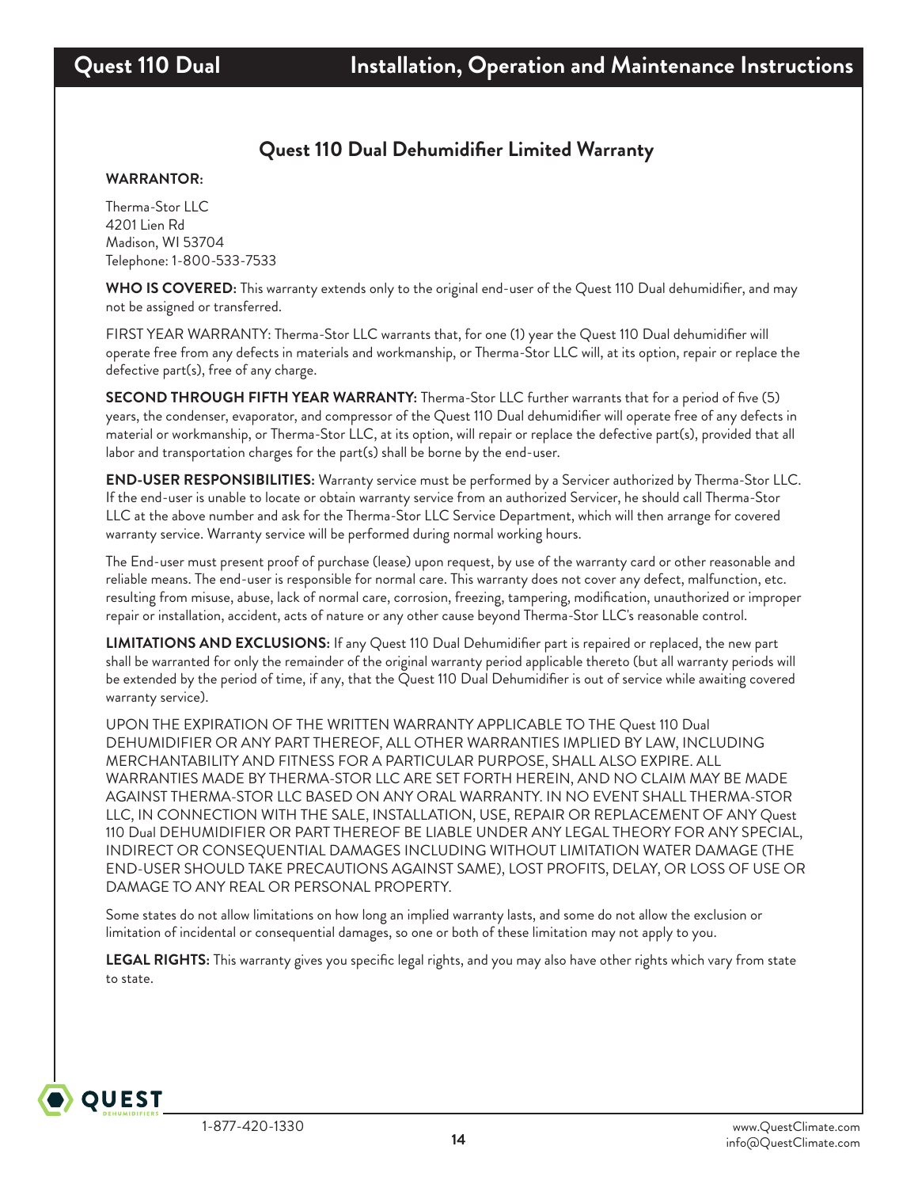# Quest 110 Dual Dehumidifier Limited Warranty

**WARRANTOR:**

Therma-Stor LLC
4201 Lien Rd
Madison, WI 53704
Telephone: 1-800-533-7533

**WHO IS COVERED:** This warranty extends only to the original end-user of the Quest 110 Dual dehumidifier, and may not be assigned or transferred.

FIRST YEAR WARRANTY: Therma-Stor LLC warrants that, for one (1) year the Quest 110 Dual dehumidifier will operate free from any defects in materials and workmanship, or Therma-Stor LLC will, at its option, repair or replace the defective part(s), free of any charge.

**SECOND THROUGH FIFTH YEAR WARRANTY:** Therma-Stor LLC further warrants that for a period of five (5) years, the condenser, evaporator, and compressor of the Quest 110 Dual dehumidifier will operate free of any defects in material or workmanship, or Therma-Stor LLC, at its option, will repair or replace the defective part(s), provided that all labor and transportation charges for the part(s) shall be borne by the end-user.

**END-USER RESPONSIBILITIES:** Warranty service must be performed by a Servicer authorized by Therma-Stor LLC. If the end-user is unable to locate or obtain warranty service from an authorized Servicer, he should call Therma-Stor LLC at the above number and ask for the Therma-Stor LLC Service Department, which will then arrange for covered warranty service. Warranty service will be performed during normal working hours.

The End-user must present proof of purchase (lease) upon request, by use of the warranty card or other reasonable and reliable means. The end-user is responsible for normal care. This warranty does not cover any defect, malfunction, etc. resulting from misuse, abuse, lack of normal care, corrosion, freezing, tampering, modification, unauthorized or improper repair or installation, accident, acts of nature or any other cause beyond Therma-Stor LLC's reasonable control.

**LIMITATIONS AND EXCLUSIONS:** If any Quest 110 Dual Dehumidifier part is repaired or replaced, the new part shall be warranted for only the remainder of the original warranty period applicable thereto (but all warranty periods will be extended by the period of time, if any, that the Quest 110 Dual Dehumidifier is out of service while awaiting covered warranty service).

UPON THE EXPIRATION OF THE WRITTEN WARRANTY APPLICABLE TO THE Quest 110 Dual DEHUMIDIFIER OR ANY PART THEREOF, ALL OTHER WARRANTIES IMPLIED BY LAW, INCLUDING MERCHANTABILITY AND FITNESS FOR A PARTICULAR PURPOSE, SHALL ALSO EXPIRE. ALL WARRANTIES MADE BY THERMA-STOR LLC ARE SET FORTH HEREIN, AND NO CLAIM MAY BE MADE AGAINST THERMA-STOR LLC BASED ON ANY ORAL WARRANTY. IN NO EVENT SHALL THERMA-STOR LLC, IN CONNECTION WITH THE SALE, INSTALLATION, USE, REPAIR OR REPLACEMENT OF ANY Quest 110 Dual DEHUMIDIFIER OR PART THEREOF BE LIABLE UNDER ANY LEGAL THEORY FOR ANY SPECIAL, INDIRECT OR CONSEQUENTIAL DAMAGES INCLUDING WITHOUT LIMITATION WATER DAMAGE (THE END-USER SHOULD TAKE PRECAUTIONS AGAINST SAME), LOST PROFITS, DELAY, OR LOSS OF USE OR DAMAGE TO ANY REAL OR PERSONAL PROPERTY.

Some states do not allow limitations on how long an implied warranty lasts, and some do not allow the exclusion or limitation of incidental or consequential damages, so one or both of these limitation may not apply to you.

**LEGAL RIGHTS:** This warranty gives you specific legal rights, and you may also have other rights which vary from state to state.